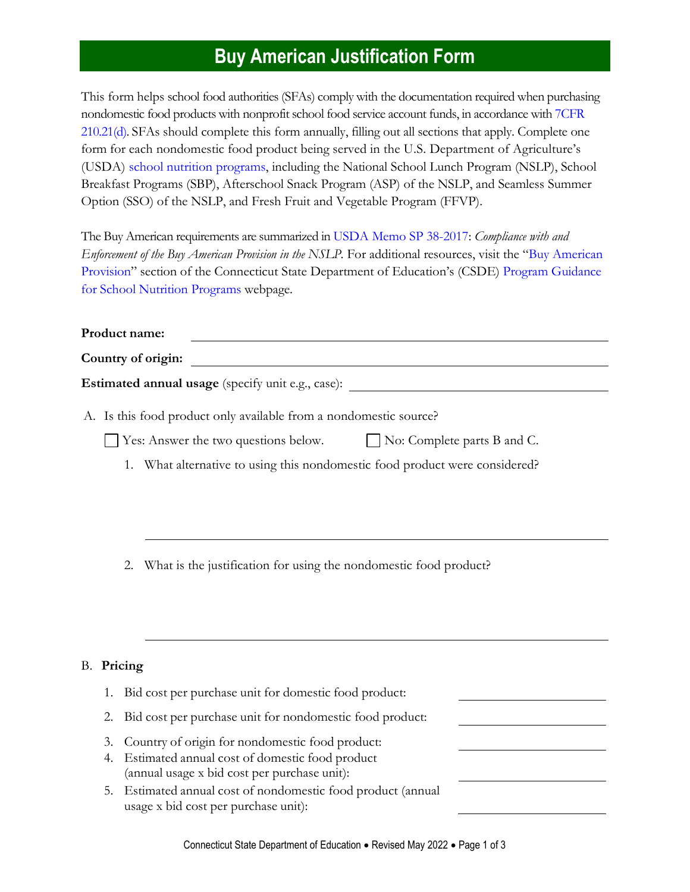# Buy American Justification Form

This form helps school food authorities (SFAs) comply with the documentation required when purchasing nondomestic food products with nonprofit school food service account funds, in accordance with 7CFR 210.21(d). SFAs should complete this form annually, filling out all sections that apply. Complete one form for each nondomestic food product being served in the U.S. Department of Agriculture's (USDA) school nutrition programs, including the National School Lunch Program (NSLP), School Breakfast Programs (SBP), Afterschool Snack Program (ASP) of the NSLP, and Seamless Summer Option (SSO) of the NSLP, and Fresh Fruit and Vegetable Program (FFVP).

The Buy American requirements are summarized in USDA Memo SP 38-2017: *Compliance with and Enforcement of the Buy American Provision in the NSLP*. For additional resources, visit the "Buy American Provision" section of the Connecticut State Department of Education's (CSDE) Program Guidance for School Nutrition Programs webpage.

**Product name:** ______________________________

**Country of origin:** ______________________________

**Estimated annual usage** (specify unit e.g., case): ______________________________

A. Is this food product only available from a nondomestic source?

☐ Yes: Answer the two questions below. ☐ No: Complete parts B and C.

1. What alternative to using this nondomestic food product were considered?

______________________________

2. What is the justification for using the nondomestic food product?

______________________________

B. **Pricing**

1. Bid cost per purchase unit for domestic food product: ______________
2. Bid cost per purchase unit for nondomestic food product: ______________
3. Country of origin for nondomestic food product: ______________
4. Estimated annual cost of domestic food product (annual usage x bid cost per purchase unit): ______________
5. Estimated annual cost of nondomestic food product (annual usage x bid cost per purchase unit): ______________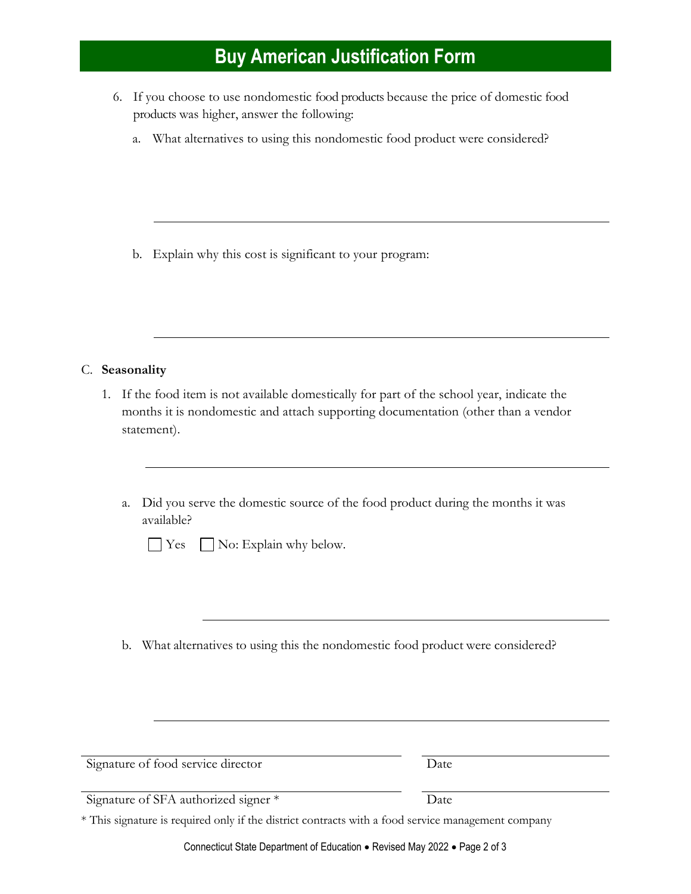# Buy American Justification Form

6. If you choose to use nondomestic food products because the price of domestic food products was higher, answer the following:

   a. What alternatives to using this nondomestic food product were considered?

   ___________________________________________________________________

   b. Explain why this cost is significant to your program:

   ___________________________________________________________________

C. **Seasonality**

1. If the food item is not available domestically for part of the school year, indicate the months it is nondomestic and attach supporting documentation (other than a vendor statement).

   ___________________________________________________________________

   a. Did you serve the domestic source of the food product during the months it was available?

      ☐ Yes ☐ No: Explain why below.

      ___________________________________________________________________

   b. What alternatives to using this the nondomestic food product were considered?

      ___________________________________________________________________

| | |
|---|---|
| Signature of food service director | Date |
| Signature of SFA authorized signer * | Date |

\* This signature is required only if the district contracts with a food service management company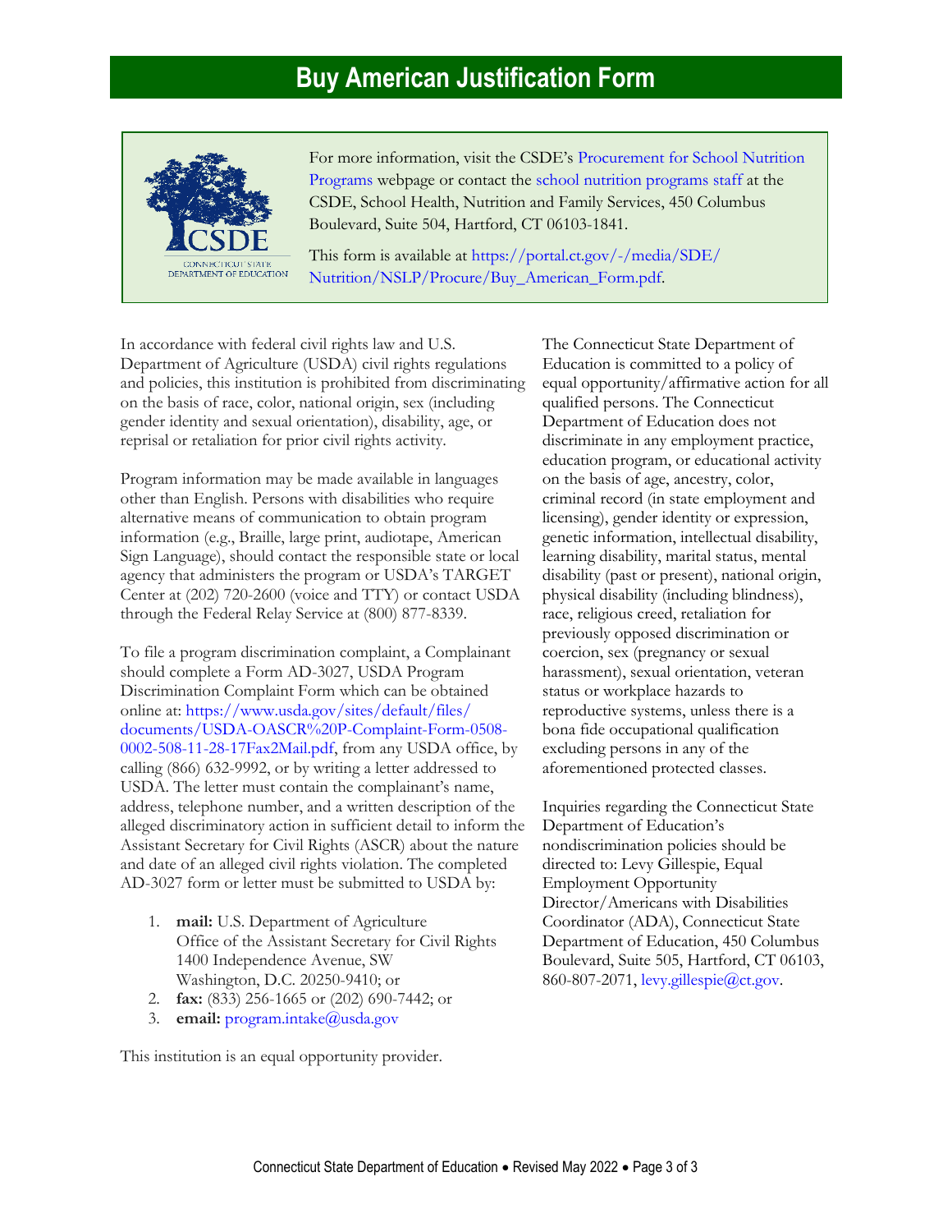# Buy American Justification Form

For more information, visit the CSDE's Procurement for School Nutrition Programs webpage or contact the school nutrition programs staff at the CSDE, School Health, Nutrition and Family Services, 450 Columbus Boulevard, Suite 504, Hartford, CT 06103-1841.

This form is available at https://portal.ct.gov/-/media/SDE/Nutrition/NSLP/Procure/Buy_American_Form.pdf.

In accordance with federal civil rights law and U.S. Department of Agriculture (USDA) civil rights regulations and policies, this institution is prohibited from discriminating on the basis of race, color, national origin, sex (including gender identity and sexual orientation), disability, age, or reprisal or retaliation for prior civil rights activity.

Program information may be made available in languages other than English. Persons with disabilities who require alternative means of communication to obtain program information (e.g., Braille, large print, audiotape, American Sign Language), should contact the responsible state or local agency that administers the program or USDA's TARGET Center at (202) 720-2600 (voice and TTY) or contact USDA through the Federal Relay Service at (800) 877-8339.

To file a program discrimination complaint, a Complainant should complete a Form AD-3027, USDA Program Discrimination Complaint Form which can be obtained online at: https://www.usda.gov/sites/default/files/documents/USDA-OASCR%20P-Complaint-Form-0508-0002-508-11-28-17Fax2Mail.pdf, from any USDA office, by calling (866) 632-9992, or by writing a letter addressed to USDA. The letter must contain the complainant's name, address, telephone number, and a written description of the alleged discriminatory action in sufficient detail to inform the Assistant Secretary for Civil Rights (ASCR) about the nature and date of an alleged civil rights violation. The completed AD-3027 form or letter must be submitted to USDA by:

1. **mail:** U.S. Department of Agriculture
   Office of the Assistant Secretary for Civil Rights
   1400 Independence Avenue, SW
   Washington, D.C. 20250-9410; or
2. **fax:** (833) 256-1665 or (202) 690-7442; or
3. **email:** program.intake@usda.gov

This institution is an equal opportunity provider.

The Connecticut State Department of Education is committed to a policy of equal opportunity/affirmative action for all qualified persons. The Connecticut Department of Education does not discriminate in any employment practice, education program, or educational activity on the basis of age, ancestry, color, criminal record (in state employment and licensing), gender identity or expression, genetic information, intellectual disability, learning disability, marital status, mental disability (past or present), national origin, physical disability (including blindness), race, religious creed, retaliation for previously opposed discrimination or coercion, sex (pregnancy or sexual harassment), sexual orientation, veteran status or workplace hazards to reproductive systems, unless there is a bona fide occupational qualification excluding persons in any of the aforementioned protected classes.

Inquiries regarding the Connecticut State Department of Education's nondiscrimination policies should be directed to: Levy Gillespie, Equal Employment Opportunity Director/Americans with Disabilities Coordinator (ADA), Connecticut State Department of Education, 450 Columbus Boulevard, Suite 505, Hartford, CT 06103, 860-807-2071, levy.gillespie@ct.gov.